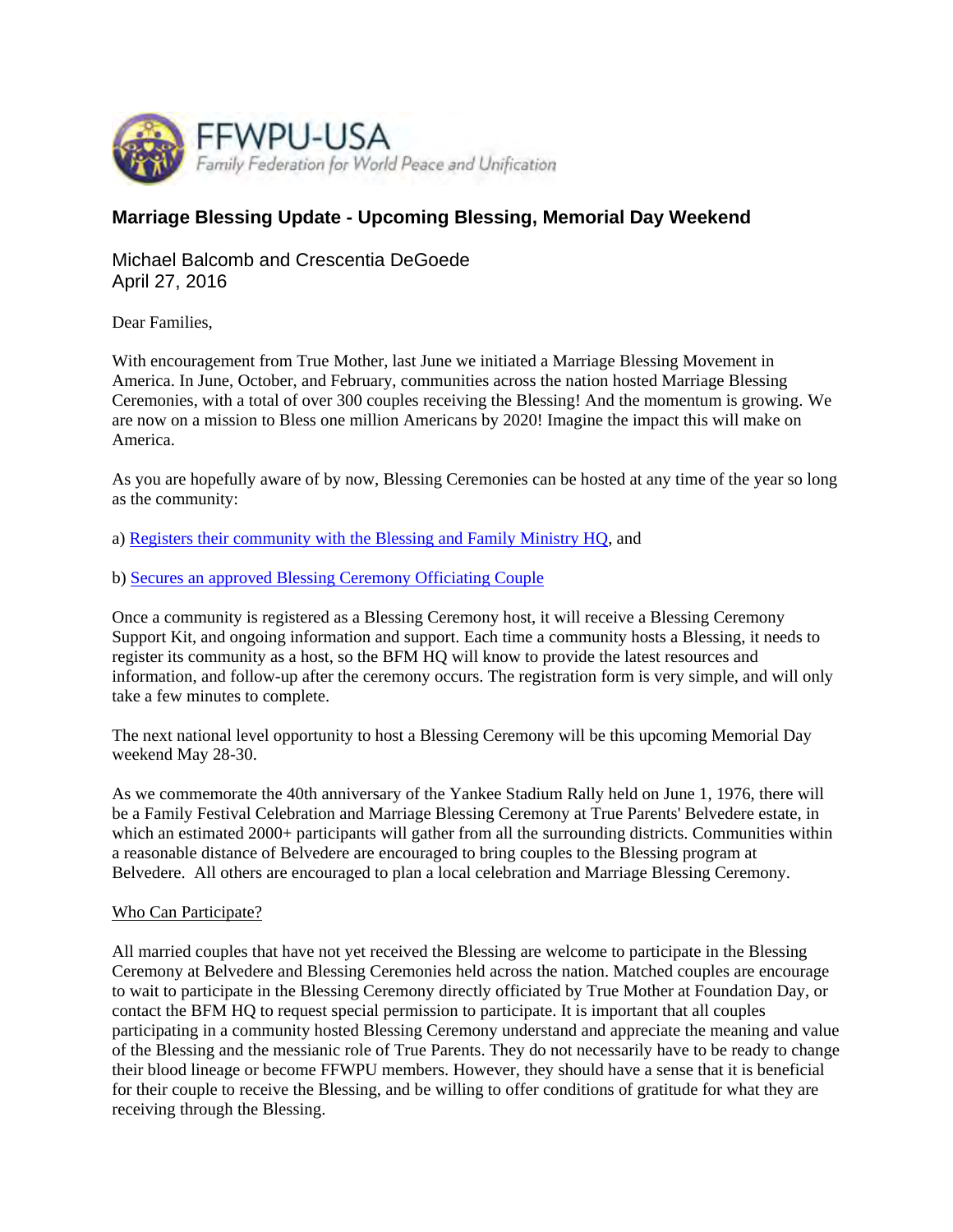FFWPU-USA

Family Federation for World Peace and Unification

## Marriage Blessing Update - Upcoming Blessing, Memorial Day Weekend

Michael Balcomb and Crescentia DeGoede
April 27, 2016

Dear Families,

With encouragement from True Mother, last June we initiated a Marriage Blessing Movement in America. In June, October, and February, communities across the nation hosted Marriage Blessing Ceremonies, with a total of over 300 couples receiving the Blessing! And the momentum is growing. We are now on a mission to Bless one million Americans by 2020! Imagine the impact this will make on America.

As you are hopefully aware of by now, Blessing Ceremonies can be hosted at any time of the year so long as the community:

a) Registers their community with the Blessing and Family Ministry HQ, and

b) Secures an approved Blessing Ceremony Officiating Couple

Once a community is registered as a Blessing Ceremony host, it will receive a Blessing Ceremony Support Kit, and ongoing information and support. Each time a community hosts a Blessing, it needs to register its community as a host, so the BFM HQ will know to provide the latest resources and information, and follow-up after the ceremony occurs. The registration form is very simple, and will only take a few minutes to complete.

The next national level opportunity to host a Blessing Ceremony will be this upcoming Memorial Day weekend May 28-30.

As we commemorate the 40th anniversary of the Yankee Stadium Rally held on June 1, 1976, there will be a Family Festival Celebration and Marriage Blessing Ceremony at True Parents' Belvedere estate, in which an estimated 2000+ participants will gather from all the surrounding districts. Communities within a reasonable distance of Belvedere are encouraged to bring couples to the Blessing program at Belvedere. All others are encouraged to plan a local celebration and Marriage Blessing Ceremony.

Who Can Participate?

All married couples that have not yet received the Blessing are welcome to participate in the Blessing Ceremony at Belvedere and Blessing Ceremonies held across the nation. Matched couples are encourage to wait to participate in the Blessing Ceremony directly officiated by True Mother at Foundation Day, or contact the BFM HQ to request special permission to participate. It is important that all couples participating in a community hosted Blessing Ceremony understand and appreciate the meaning and value of the Blessing and the messianic role of True Parents. They do not necessarily have to be ready to change their blood lineage or become FFWPU members. However, they should have a sense that it is beneficial for their couple to receive the Blessing, and be willing to offer conditions of gratitude for what they are receiving through the Blessing.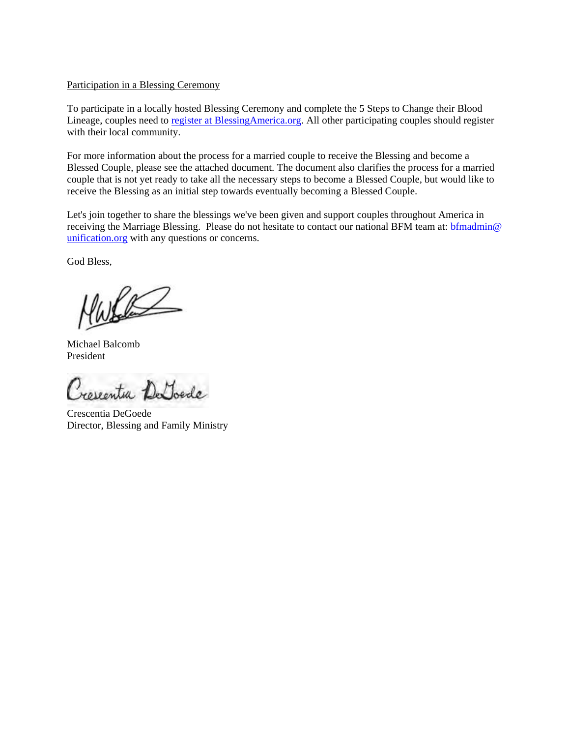Participation in a Blessing Ceremony

To participate in a locally hosted Blessing Ceremony and complete the 5 Steps to Change their Blood Lineage, couples need to register at BlessingAmerica.org. All other participating couples should register with their local community.

For more information about the process for a married couple to receive the Blessing and become a Blessed Couple, please see the attached document. The document also clarifies the process for a married couple that is not yet ready to take all the necessary steps to become a Blessed Couple, but would like to receive the Blessing as an initial step towards eventually becoming a Blessed Couple.

Let's join together to share the blessings we've been given and support couples throughout America in receiving the Marriage Blessing. Please do not hesitate to contact our national BFM team at: bfmadmin@unification.org with any questions or concerns.

God Bless,

Michael Balcomb
President

Crescentia DeGoede
Director, Blessing and Family Ministry